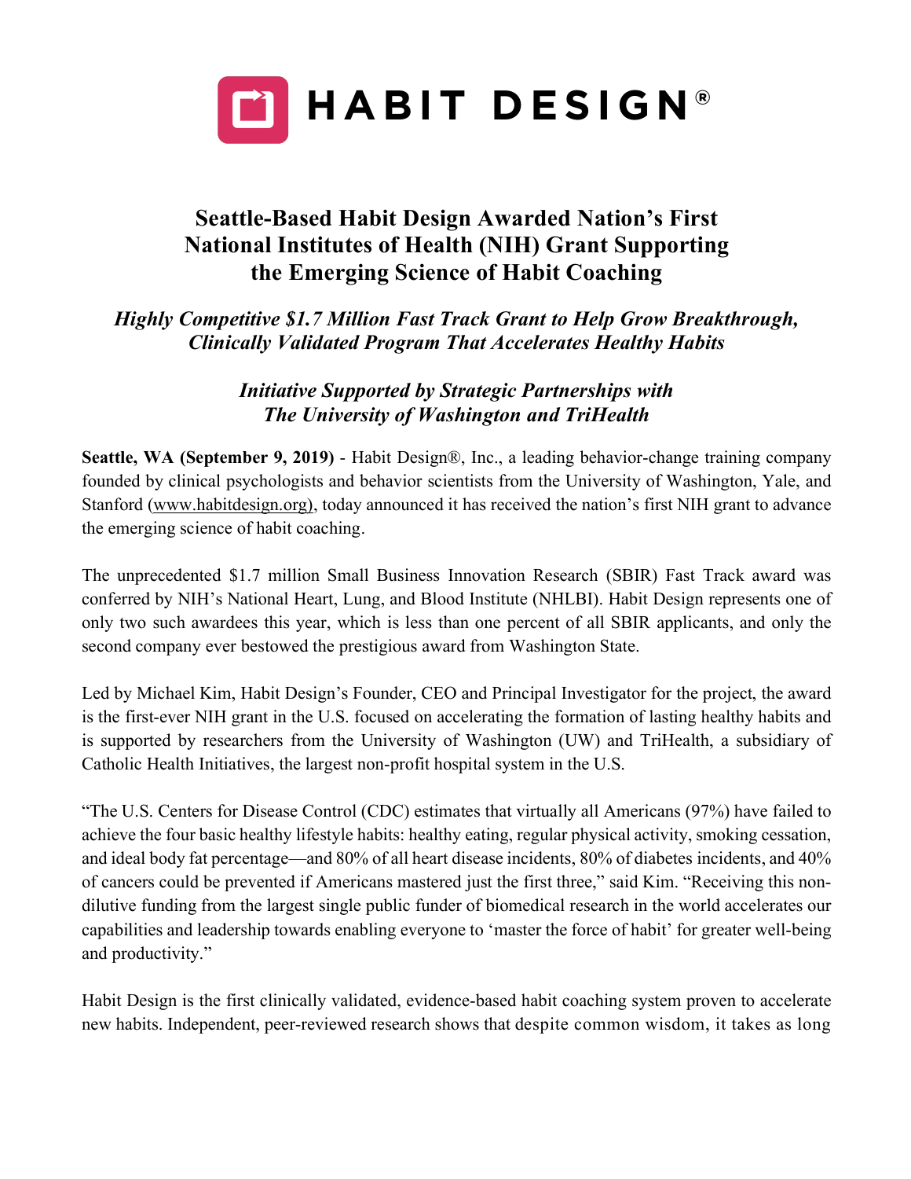**HABIT DESIGN®**

# Seattle-Based Habit Design Awarded Nation's First National Institutes of Health (NIH) Grant Supporting the Emerging Science of Habit Coaching

### *Highly Competitive $1.7 Million Fast Track Grant to Help Grow Breakthrough, Clinically Validated Program That Accelerates Healthy Habits*

### *Initiative Supported by Strategic Partnerships with The University of Washington and TriHealth*

**Seattle, WA (September 9, 2019)** - Habit Design®, Inc., a leading behavior-change training company founded by clinical psychologists and behavior scientists from the University of Washington, Yale, and Stanford (www.habitdesign.org), today announced it has received the nation's first NIH grant to advance the emerging science of habit coaching.

The unprecedented $1.7 million Small Business Innovation Research (SBIR) Fast Track award was conferred by NIH's National Heart, Lung, and Blood Institute (NHLBI). Habit Design represents one of only two such awardees this year, which is less than one percent of all SBIR applicants, and only the second company ever bestowed the prestigious award from Washington State.

Led by Michael Kim, Habit Design's Founder, CEO and Principal Investigator for the project, the award is the first-ever NIH grant in the U.S. focused on accelerating the formation of lasting healthy habits and is supported by researchers from the University of Washington (UW) and TriHealth, a subsidiary of Catholic Health Initiatives, the largest non-profit hospital system in the U.S.

"The U.S. Centers for Disease Control (CDC) estimates that virtually all Americans (97%) have failed to achieve the four basic healthy lifestyle habits: healthy eating, regular physical activity, smoking cessation, and ideal body fat percentage—and 80% of all heart disease incidents, 80% of diabetes incidents, and 40% of cancers could be prevented if Americans mastered just the first three," said Kim. "Receiving this non-dilutive funding from the largest single public funder of biomedical research in the world accelerates our capabilities and leadership towards enabling everyone to 'master the force of habit' for greater well-being and productivity."

Habit Design is the first clinically validated, evidence-based habit coaching system proven to accelerate new habits. Independent, peer-reviewed research shows that despite common wisdom, it takes as long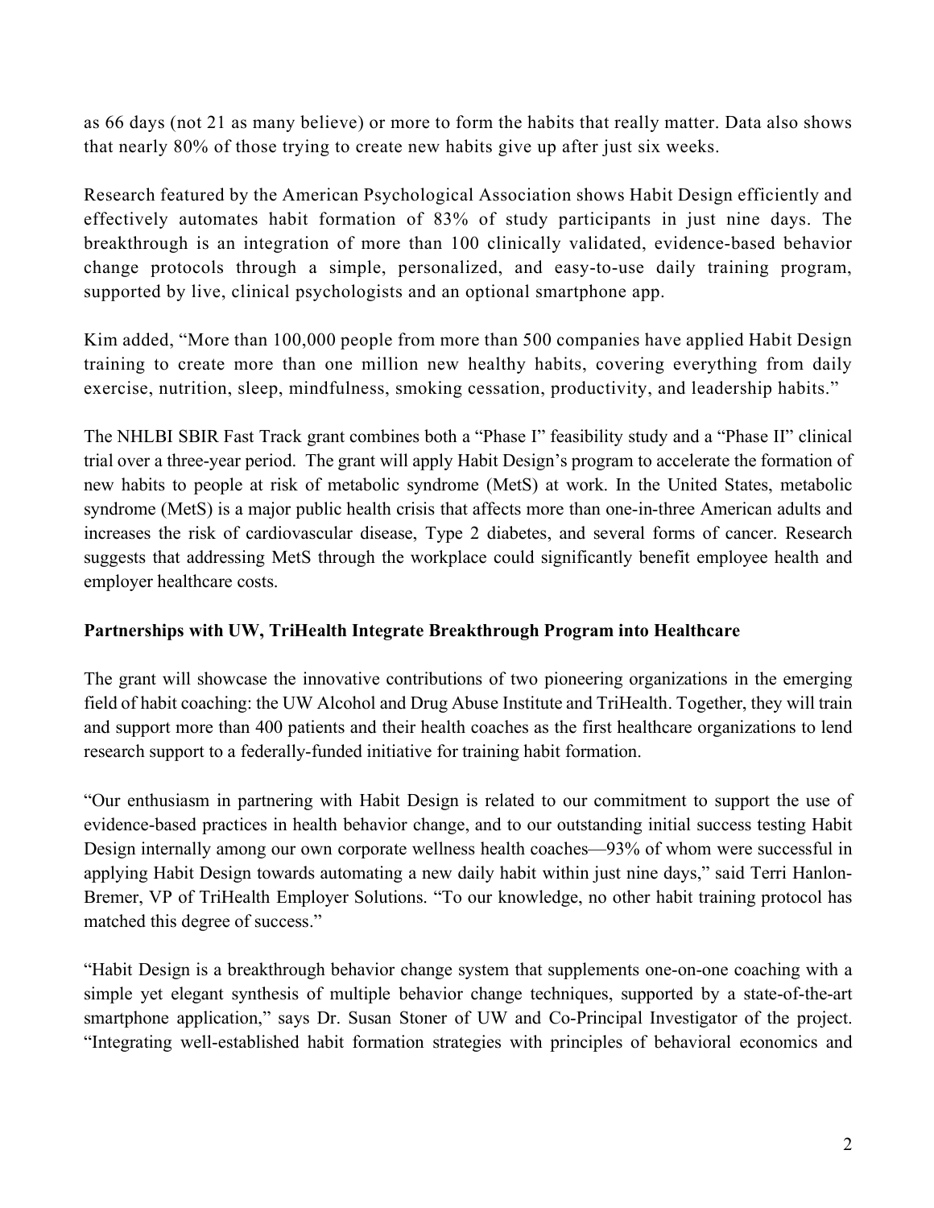as 66 days (not 21 as many believe) or more to form the habits that really matter. Data also shows that nearly 80% of those trying to create new habits give up after just six weeks.

Research featured by the American Psychological Association shows Habit Design efficiently and effectively automates habit formation of 83% of study participants in just nine days. The breakthrough is an integration of more than 100 clinically validated, evidence-based behavior change protocols through a simple, personalized, and easy-to-use daily training program, supported by live, clinical psychologists and an optional smartphone app.

Kim added, "More than 100,000 people from more than 500 companies have applied Habit Design training to create more than one million new healthy habits, covering everything from daily exercise, nutrition, sleep, mindfulness, smoking cessation, productivity, and leadership habits."

The NHLBI SBIR Fast Track grant combines both a "Phase I" feasibility study and a "Phase II" clinical trial over a three-year period. The grant will apply Habit Design's program to accelerate the formation of new habits to people at risk of metabolic syndrome (MetS) at work. In the United States, metabolic syndrome (MetS) is a major public health crisis that affects more than one-in-three American adults and increases the risk of cardiovascular disease, Type 2 diabetes, and several forms of cancer. Research suggests that addressing MetS through the workplace could significantly benefit employee health and employer healthcare costs.

**Partnerships with UW, TriHealth Integrate Breakthrough Program into Healthcare**

The grant will showcase the innovative contributions of two pioneering organizations in the emerging field of habit coaching: the UW Alcohol and Drug Abuse Institute and TriHealth. Together, they will train and support more than 400 patients and their health coaches as the first healthcare organizations to lend research support to a federally-funded initiative for training habit formation.

"Our enthusiasm in partnering with Habit Design is related to our commitment to support the use of evidence-based practices in health behavior change, and to our outstanding initial success testing Habit Design internally among our own corporate wellness health coaches—93% of whom were successful in applying Habit Design towards automating a new daily habit within just nine days," said Terri Hanlon-Bremer, VP of TriHealth Employer Solutions. "To our knowledge, no other habit training protocol has matched this degree of success."

"Habit Design is a breakthrough behavior change system that supplements one-on-one coaching with a simple yet elegant synthesis of multiple behavior change techniques, supported by a state-of-the-art smartphone application," says Dr. Susan Stoner of UW and Co-Principal Investigator of the project. "Integrating well-established habit formation strategies with principles of behavioral economics and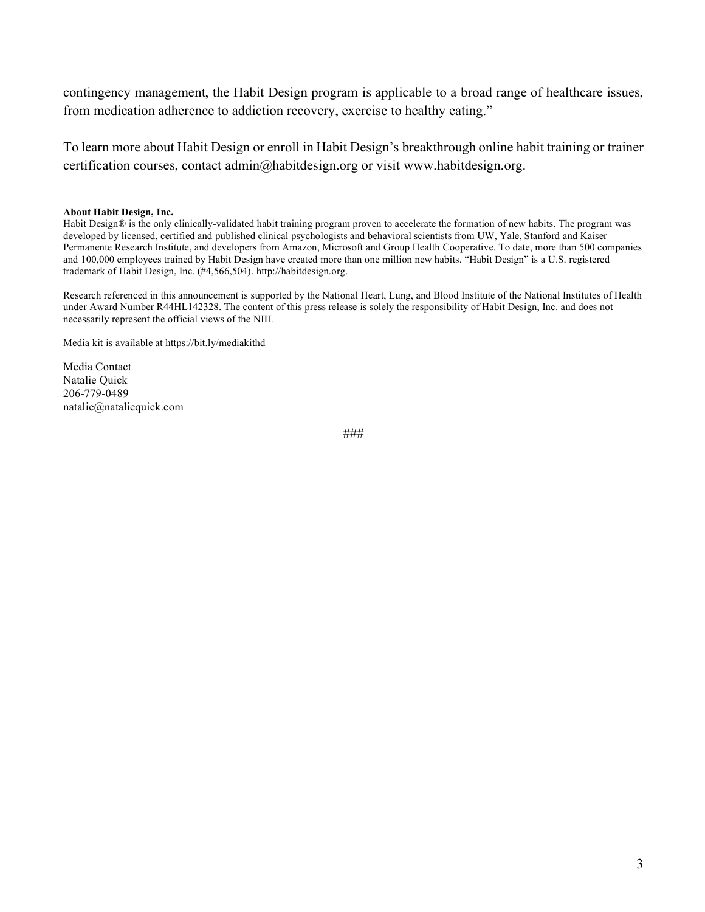contingency management, the Habit Design program is applicable to a broad range of healthcare issues, from medication adherence to addiction recovery, exercise to healthy eating."

To learn more about Habit Design or enroll in Habit Design's breakthrough online habit training or trainer certification courses, contact admin@habitdesign.org or visit www.habitdesign.org.

**About Habit Design, Inc.**

Habit Design® is the only clinically-validated habit training program proven to accelerate the formation of new habits. The program was developed by licensed, certified and published clinical psychologists and behavioral scientists from UW, Yale, Stanford and Kaiser Permanente Research Institute, and developers from Amazon, Microsoft and Group Health Cooperative. To date, more than 500 companies and 100,000 employees trained by Habit Design have created more than one million new habits. "Habit Design" is a U.S. registered trademark of Habit Design, Inc. (#4,566,504). http://habitdesign.org.

Research referenced in this announcement is supported by the National Heart, Lung, and Blood Institute of the National Institutes of Health under Award Number R44HL142328. The content of this press release is solely the responsibility of Habit Design, Inc. and does not necessarily represent the official views of the NIH.

Media kit is available at https://bit.ly/mediakithd

Media Contact
Natalie Quick
206-779-0489
natalie@nataliequick.com

###